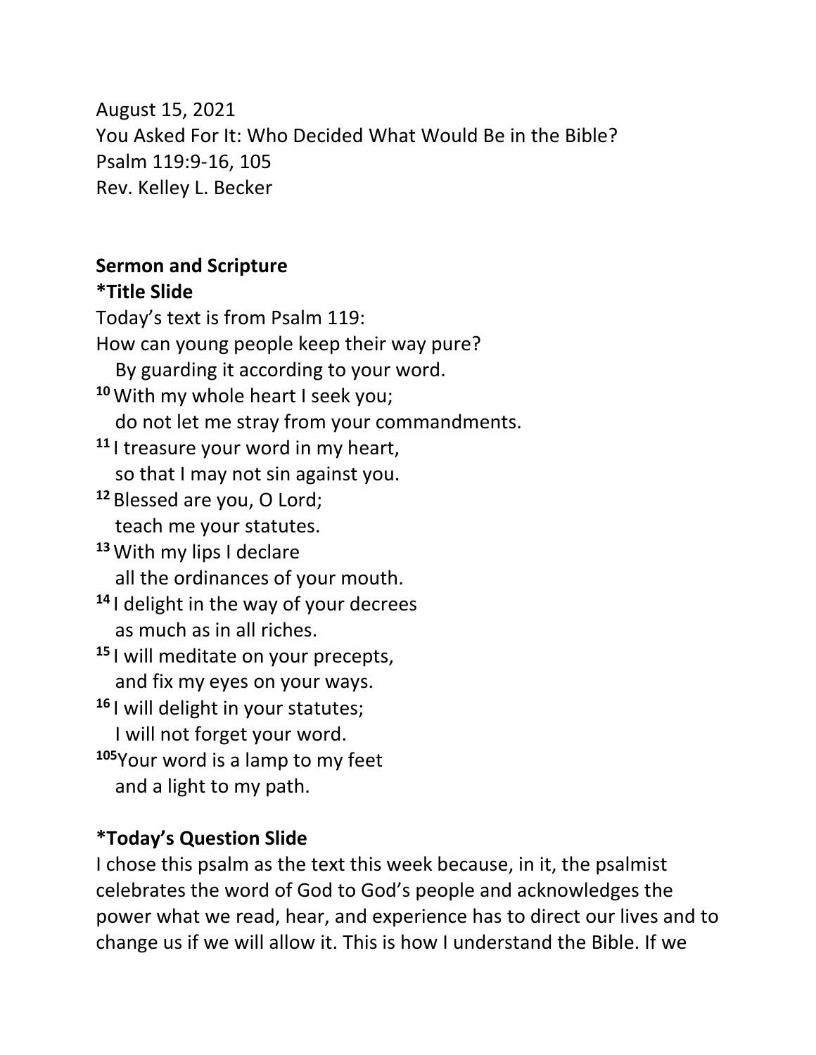August 15, 2021
You Asked For It: Who Decided What Would Be in the Bible?
Psalm 119:9-16, 105
Rev. Kelley L. Becker

**Sermon and Scripture**
***Title Slide**

Today's text is from Psalm 119:
How can young people keep their way pure?
By guarding it according to your word.
[10] With my whole heart I seek you;
do not let me stray from your commandments.
[11] I treasure your word in my heart,
so that I may not sin against you.
[12] Blessed are you, O Lord;
teach me your statutes.
[13] With my lips I declare
all the ordinances of your mouth.
[14] I delight in the way of your decrees
as much as in all riches.
[15] I will meditate on your precepts,
and fix my eyes on your ways.
[16] I will delight in your statutes;
I will not forget your word.
[105] Your word is a lamp to my feet
and a light to my path.

***Today's Question Slide**

I chose this psalm as the text this week because, in it, the psalmist celebrates the word of God to God's people and acknowledges the power what we read, hear, and experience has to direct our lives and to change us if we will allow it. This is how I understand the Bible. If we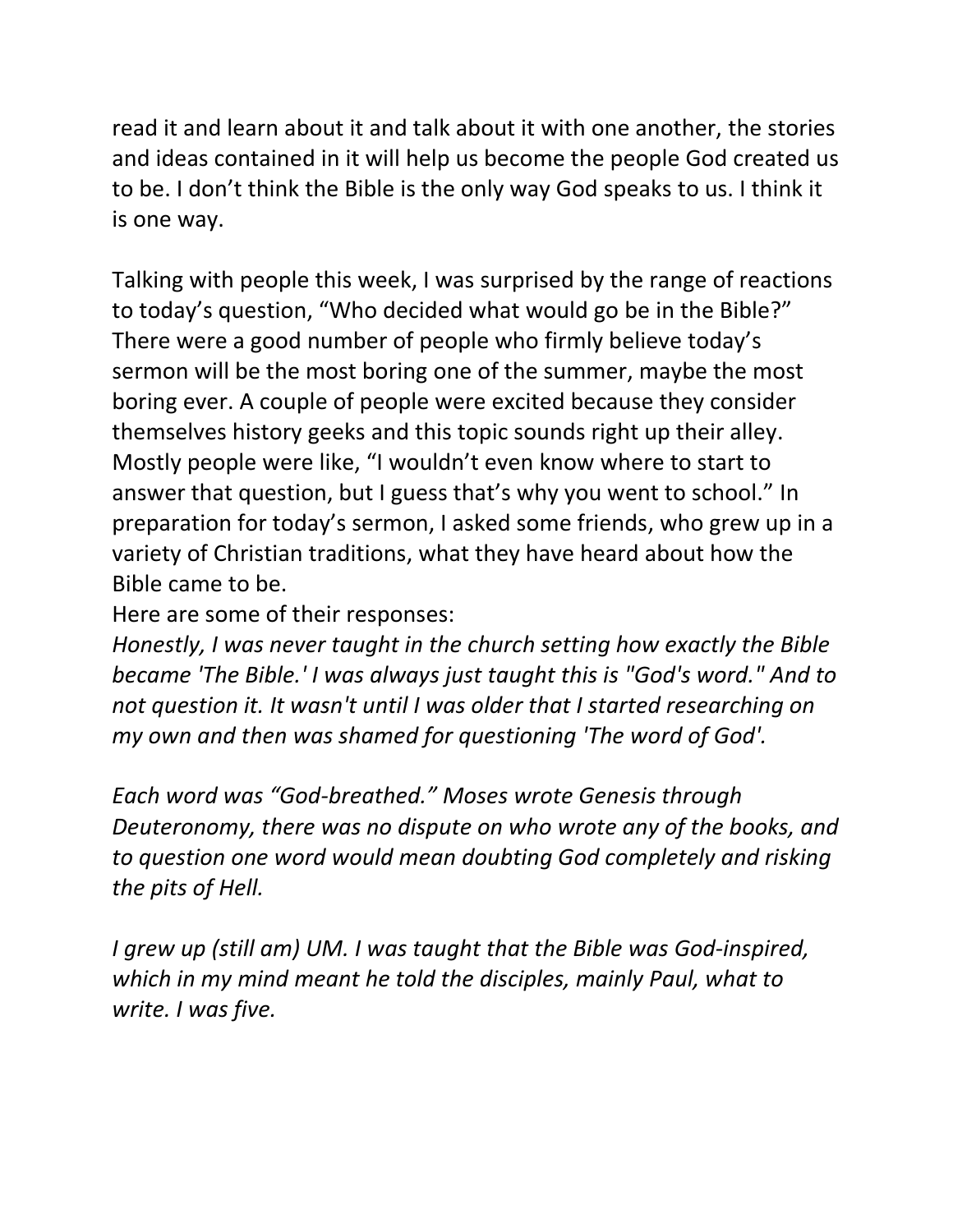read it and learn about it and talk about it with one another, the stories and ideas contained in it will help us become the people God created us to be. I don't think the Bible is the only way God speaks to us. I think it is one way.

Talking with people this week, I was surprised by the range of reactions to today's question, "Who decided what would go be in the Bible?" There were a good number of people who firmly believe today's sermon will be the most boring one of the summer, maybe the most boring ever. A couple of people were excited because they consider themselves history geeks and this topic sounds right up their alley. Mostly people were like, "I wouldn't even know where to start to answer that question, but I guess that's why you went to school." In preparation for today's sermon, I asked some friends, who grew up in a variety of Christian traditions, what they have heard about how the Bible came to be.

Here are some of their responses:

*Honestly, I was never taught in the church setting how exactly the Bible became 'The Bible.' I was always just taught this is "God's word." And to not question it. It wasn't until I was older that I started researching on my own and then was shamed for questioning 'The word of God'.*

*Each word was "God-breathed." Moses wrote Genesis through Deuteronomy, there was no dispute on who wrote any of the books, and to question one word would mean doubting God completely and risking the pits of Hell.*

*I grew up (still am) UM. I was taught that the Bible was God-inspired, which in my mind meant he told the disciples, mainly Paul, what to write. I was five.*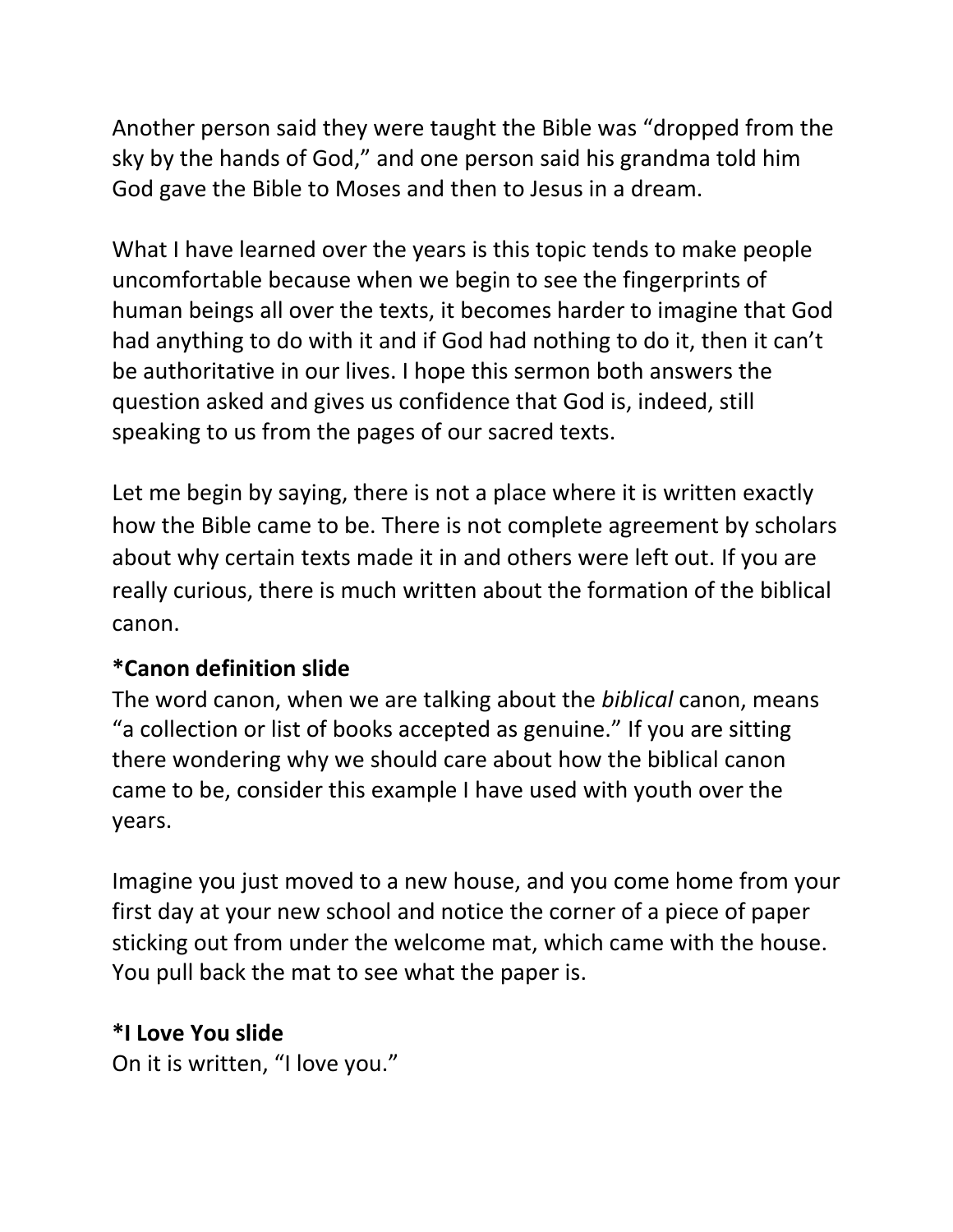Another person said they were taught the Bible was "dropped from the sky by the hands of God," and one person said his grandma told him God gave the Bible to Moses and then to Jesus in a dream.

What I have learned over the years is this topic tends to make people uncomfortable because when we begin to see the fingerprints of human beings all over the texts, it becomes harder to imagine that God had anything to do with it and if God had nothing to do it, then it can't be authoritative in our lives. I hope this sermon both answers the question asked and gives us confidence that God is, indeed, still speaking to us from the pages of our sacred texts.

Let me begin by saying, there is not a place where it is written exactly how the Bible came to be. There is not complete agreement by scholars about why certain texts made it in and others were left out. If you are really curious, there is much written about the formation of the biblical canon.

**\*Canon definition slide**
The word canon, when we are talking about the *biblical* canon, means "a collection or list of books accepted as genuine." If you are sitting there wondering why we should care about how the biblical canon came to be, consider this example I have used with youth over the years.

Imagine you just moved to a new house, and you come home from your first day at your new school and notice the corner of a piece of paper sticking out from under the welcome mat, which came with the house. You pull back the mat to see what the paper is.

**\*I Love You slide**
On it is written, "I love you."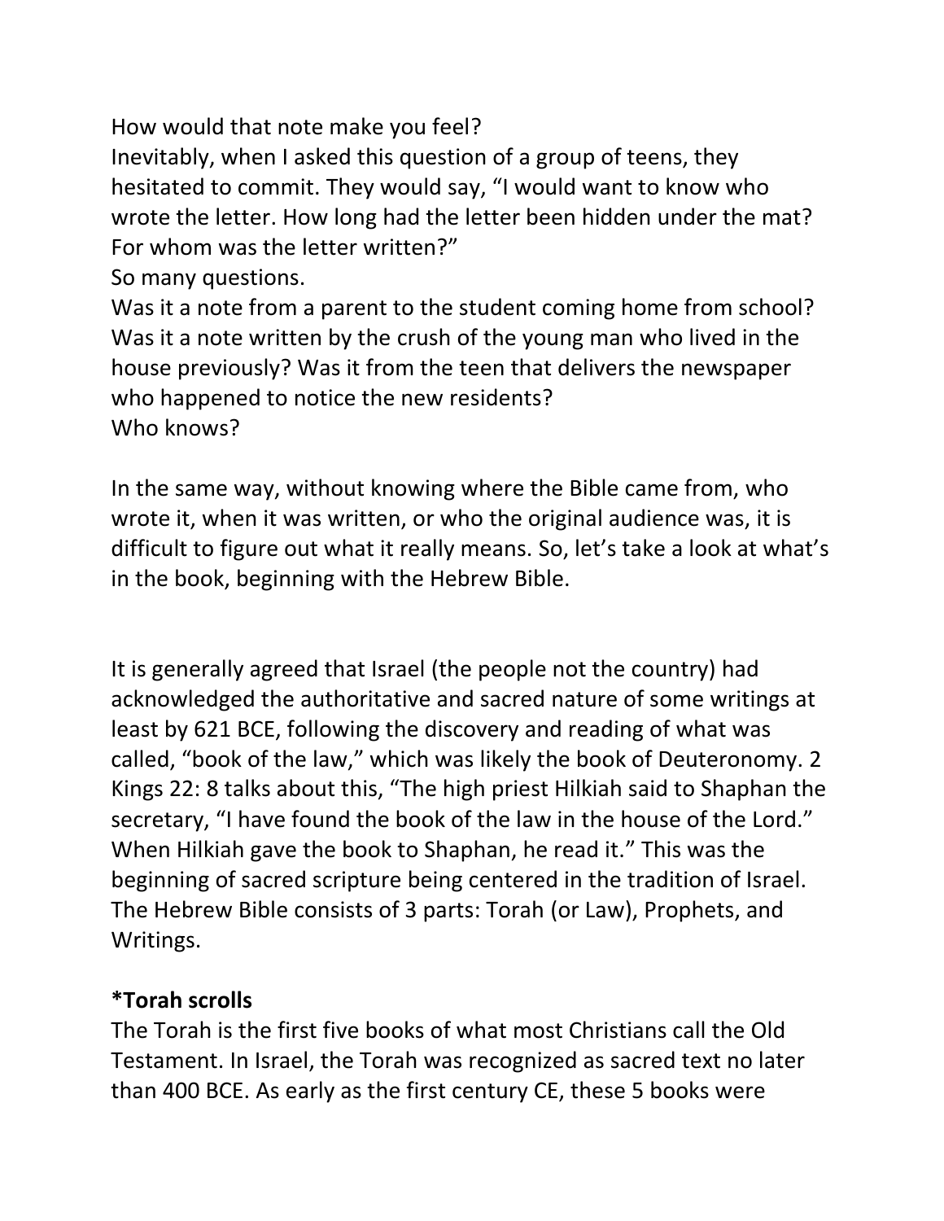How would that note make you feel?
Inevitably, when I asked this question of a group of teens, they hesitated to commit. They would say, "I would want to know who wrote the letter. How long had the letter been hidden under the mat? For whom was the letter written?"
So many questions.
Was it a note from a parent to the student coming home from school? Was it a note written by the crush of the young man who lived in the house previously? Was it from the teen that delivers the newspaper who happened to notice the new residents?
Who knows?

In the same way, without knowing where the Bible came from, who wrote it, when it was written, or who the original audience was, it is difficult to figure out what it really means. So, let's take a look at what's in the book, beginning with the Hebrew Bible.

It is generally agreed that Israel (the people not the country) had acknowledged the authoritative and sacred nature of some writings at least by 621 BCE, following the discovery and reading of what was called, "book of the law," which was likely the book of Deuteronomy. 2 Kings 22: 8 talks about this, "The high priest Hilkiah said to Shaphan the secretary, "I have found the book of the law in the house of the Lord." When Hilkiah gave the book to Shaphan, he read it." This was the beginning of sacred scripture being centered in the tradition of Israel. The Hebrew Bible consists of 3 parts: Torah (or Law), Prophets, and Writings.

**\*Torah scrolls**

The Torah is the first five books of what most Christians call the Old Testament. In Israel, the Torah was recognized as sacred text no later than 400 BCE. As early as the first century CE, these 5 books were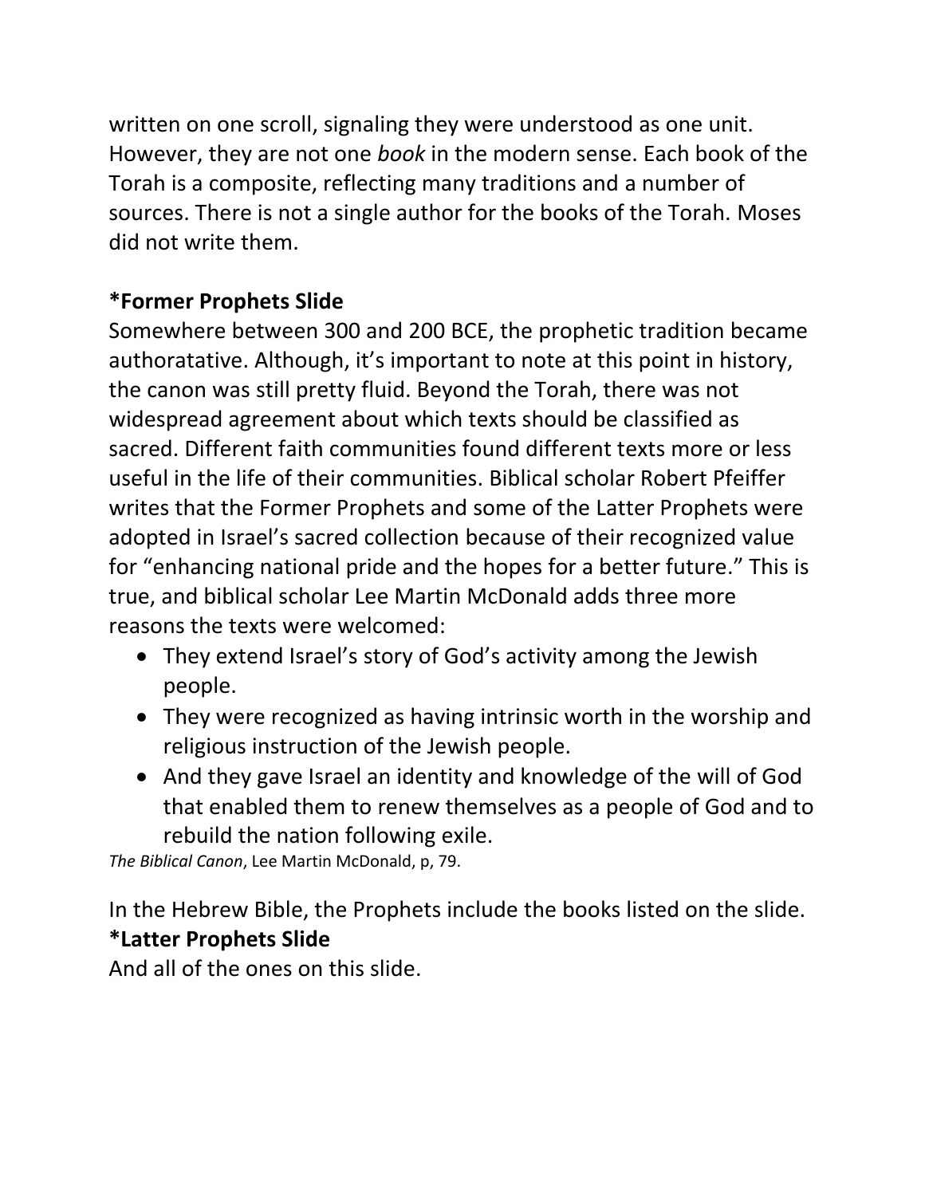written on one scroll, signaling they were understood as one unit. However, they are not one *book* in the modern sense. Each book of the Torah is a composite, reflecting many traditions and a number of sources. There is not a single author for the books of the Torah. Moses did not write them.

**\*Former Prophets Slide**

Somewhere between 300 and 200 BCE, the prophetic tradition became authoratative. Although, it's important to note at this point in history, the canon was still pretty fluid. Beyond the Torah, there was not widespread agreement about which texts should be classified as sacred. Different faith communities found different texts more or less useful in the life of their communities. Biblical scholar Robert Pfeiffer writes that the Former Prophets and some of the Latter Prophets were adopted in Israel's sacred collection because of their recognized value for "enhancing national pride and the hopes for a better future." This is true, and biblical scholar Lee Martin McDonald adds three more reasons the texts were welcomed:

- They extend Israel's story of God's activity among the Jewish people.
- They were recognized as having intrinsic worth in the worship and religious instruction of the Jewish people.
- And they gave Israel an identity and knowledge of the will of God that enabled them to renew themselves as a people of God and to rebuild the nation following exile.

*The Biblical Canon*, Lee Martin McDonald, p, 79.

In the Hebrew Bible, the Prophets include the books listed on the slide.

**\*Latter Prophets Slide**

And all of the ones on this slide.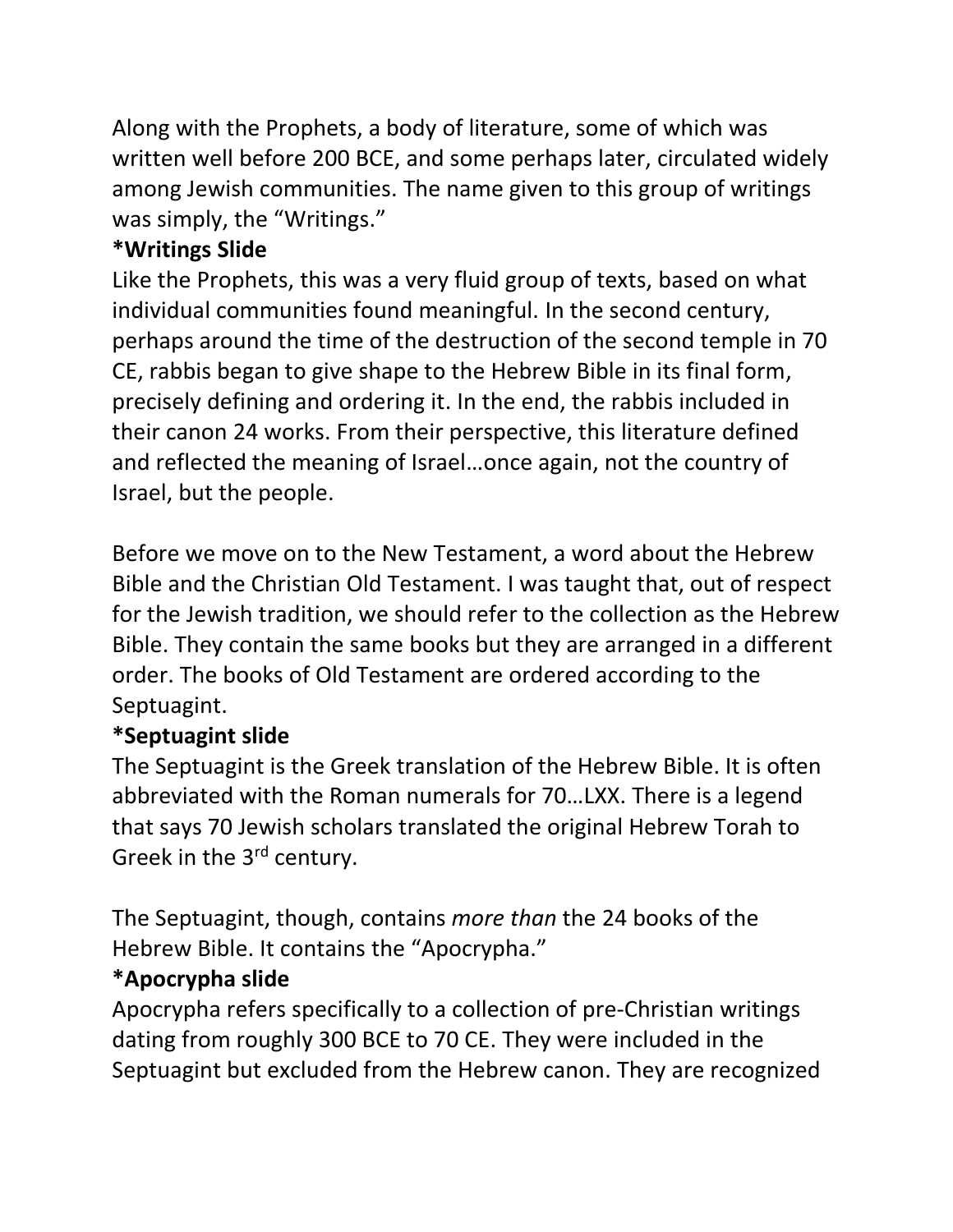Along with the Prophets, a body of literature, some of which was written well before 200 BCE, and some perhaps later, circulated widely among Jewish communities. The name given to this group of writings was simply, the "Writings."

**\*Writings Slide**

Like the Prophets, this was a very fluid group of texts, based on what individual communities found meaningful. In the second century, perhaps around the time of the destruction of the second temple in 70 CE, rabbis began to give shape to the Hebrew Bible in its final form, precisely defining and ordering it. In the end, the rabbis included in their canon 24 works. From their perspective, this literature defined and reflected the meaning of Israel…once again, not the country of Israel, but the people.

Before we move on to the New Testament, a word about the Hebrew Bible and the Christian Old Testament. I was taught that, out of respect for the Jewish tradition, we should refer to the collection as the Hebrew Bible. They contain the same books but they are arranged in a different order. The books of Old Testament are ordered according to the Septuagint.

**\*Septuagint slide**

The Septuagint is the Greek translation of the Hebrew Bible. It is often abbreviated with the Roman numerals for 70…LXX. There is a legend that says 70 Jewish scholars translated the original Hebrew Torah to Greek in the 3rd century.

The Septuagint, though, contains *more than* the 24 books of the Hebrew Bible. It contains the "Apocrypha."

**\*Apocrypha slide**

Apocrypha refers specifically to a collection of pre-Christian writings dating from roughly 300 BCE to 70 CE. They were included in the Septuagint but excluded from the Hebrew canon. They are recognized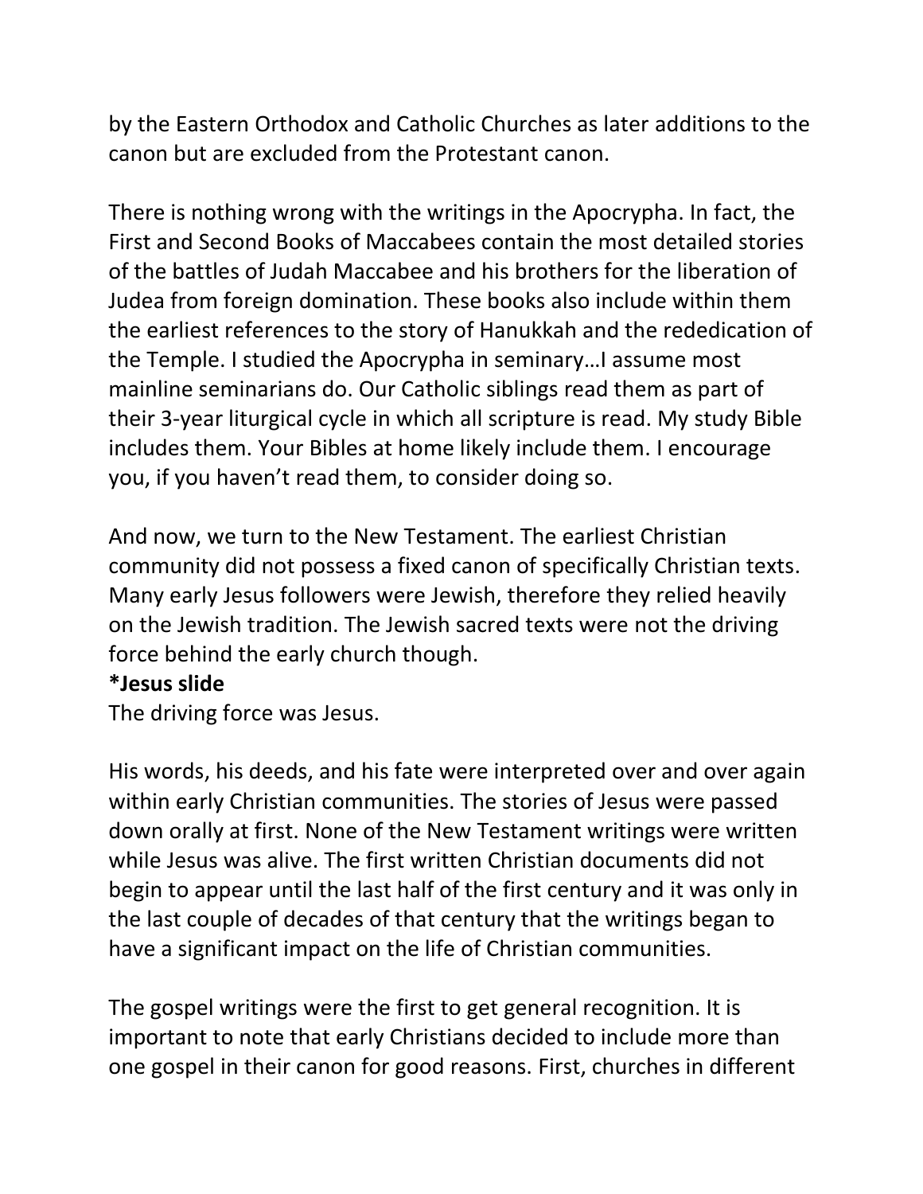by the Eastern Orthodox and Catholic Churches as later additions to the canon but are excluded from the Protestant canon.

There is nothing wrong with the writings in the Apocrypha. In fact, the First and Second Books of Maccabees contain the most detailed stories of the battles of Judah Maccabee and his brothers for the liberation of Judea from foreign domination. These books also include within them the earliest references to the story of Hanukkah and the rededication of the Temple. I studied the Apocrypha in seminary…I assume most mainline seminarians do. Our Catholic siblings read them as part of their 3-year liturgical cycle in which all scripture is read. My study Bible includes them. Your Bibles at home likely include them. I encourage you, if you haven't read them, to consider doing so.

And now, we turn to the New Testament. The earliest Christian community did not possess a fixed canon of specifically Christian texts. Many early Jesus followers were Jewish, therefore they relied heavily on the Jewish tradition. The Jewish sacred texts were not the driving force behind the early church though.
**\*Jesus slide**
The driving force was Jesus.

His words, his deeds, and his fate were interpreted over and over again within early Christian communities. The stories of Jesus were passed down orally at first. None of the New Testament writings were written while Jesus was alive. The first written Christian documents did not begin to appear until the last half of the first century and it was only in the last couple of decades of that century that the writings began to have a significant impact on the life of Christian communities.

The gospel writings were the first to get general recognition. It is important to note that early Christians decided to include more than one gospel in their canon for good reasons. First, churches in different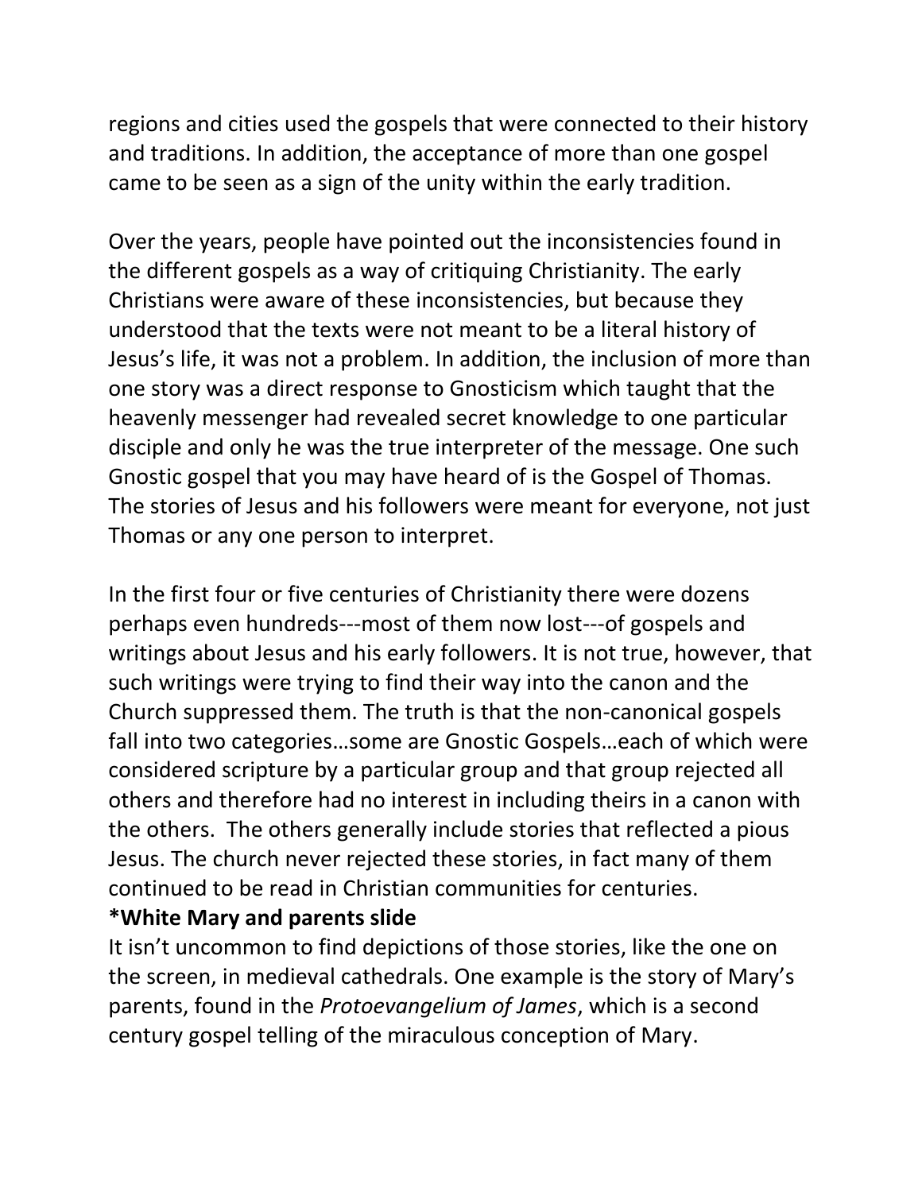regions and cities used the gospels that were connected to their history and traditions. In addition, the acceptance of more than one gospel came to be seen as a sign of the unity within the early tradition.

Over the years, people have pointed out the inconsistencies found in the different gospels as a way of critiquing Christianity. The early Christians were aware of these inconsistencies, but because they understood that the texts were not meant to be a literal history of Jesus's life, it was not a problem. In addition, the inclusion of more than one story was a direct response to Gnosticism which taught that the heavenly messenger had revealed secret knowledge to one particular disciple and only he was the true interpreter of the message. One such Gnostic gospel that you may have heard of is the Gospel of Thomas. The stories of Jesus and his followers were meant for everyone, not just Thomas or any one person to interpret.

In the first four or five centuries of Christianity there were dozens perhaps even hundreds---most of them now lost---of gospels and writings about Jesus and his early followers. It is not true, however, that such writings were trying to find their way into the canon and the Church suppressed them. The truth is that the non-canonical gospels fall into two categories…some are Gnostic Gospels…each of which were considered scripture by a particular group and that group rejected all others and therefore had no interest in including theirs in a canon with the others. The others generally include stories that reflected a pious Jesus. The church never rejected these stories, in fact many of them continued to be read in Christian communities for centuries.

**\*White Mary and parents slide**

It isn't uncommon to find depictions of those stories, like the one on the screen, in medieval cathedrals. One example is the story of Mary's parents, found in the *Protoevangelium of James*, which is a second century gospel telling of the miraculous conception of Mary.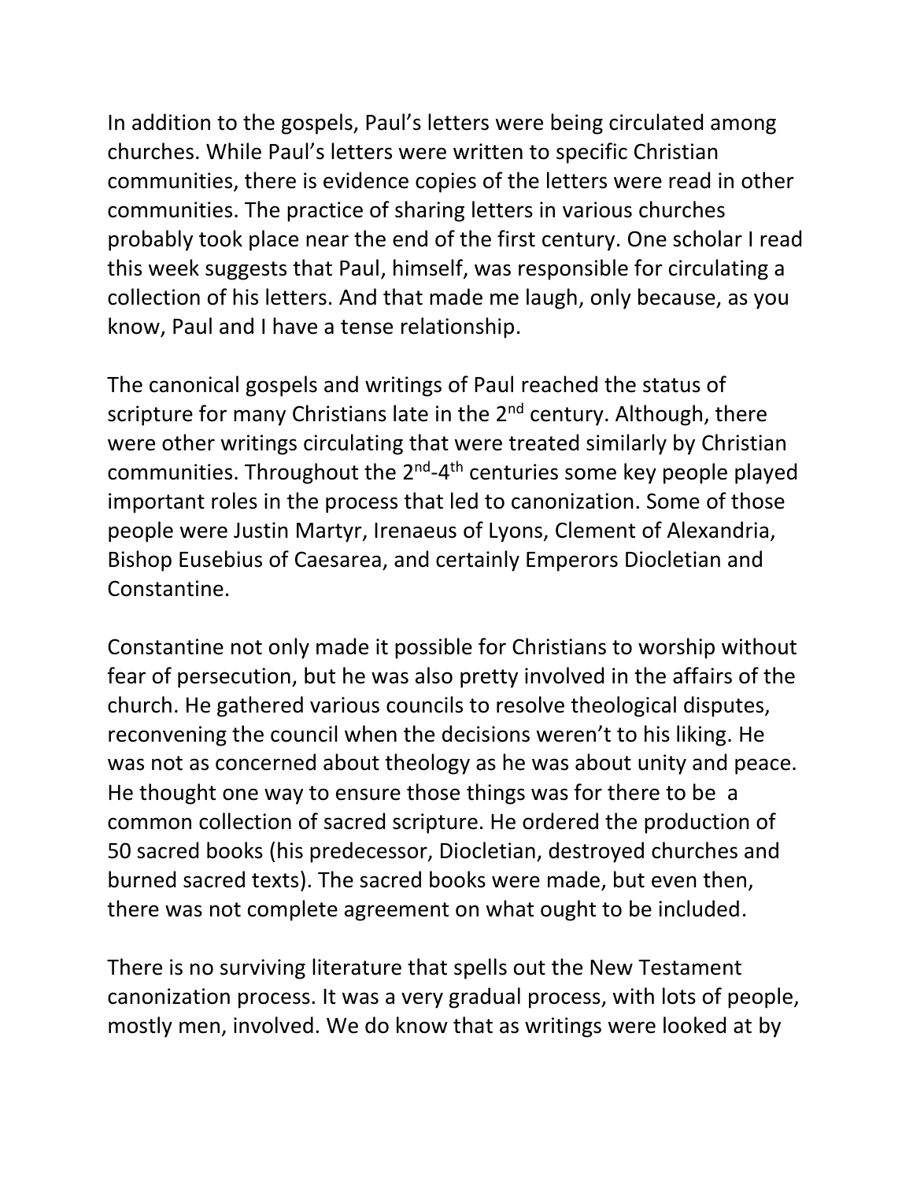In addition to the gospels, Paul's letters were being circulated among churches. While Paul's letters were written to specific Christian communities, there is evidence copies of the letters were read in other communities. The practice of sharing letters in various churches probably took place near the end of the first century. One scholar I read this week suggests that Paul, himself, was responsible for circulating a collection of his letters. And that made me laugh, only because, as you know, Paul and I have a tense relationship.

The canonical gospels and writings of Paul reached the status of scripture for many Christians late in the 2nd century. Although, there were other writings circulating that were treated similarly by Christian communities. Throughout the 2nd-4th centuries some key people played important roles in the process that led to canonization. Some of those people were Justin Martyr, Irenaeus of Lyons, Clement of Alexandria, Bishop Eusebius of Caesarea, and certainly Emperors Diocletian and Constantine.

Constantine not only made it possible for Christians to worship without fear of persecution, but he was also pretty involved in the affairs of the church. He gathered various councils to resolve theological disputes, reconvening the council when the decisions weren't to his liking. He was not as concerned about theology as he was about unity and peace. He thought one way to ensure those things was for there to be a common collection of sacred scripture. He ordered the production of 50 sacred books (his predecessor, Diocletian, destroyed churches and burned sacred texts). The sacred books were made, but even then, there was not complete agreement on what ought to be included.

There is no surviving literature that spells out the New Testament canonization process. It was a very gradual process, with lots of people, mostly men, involved. We do know that as writings were looked at by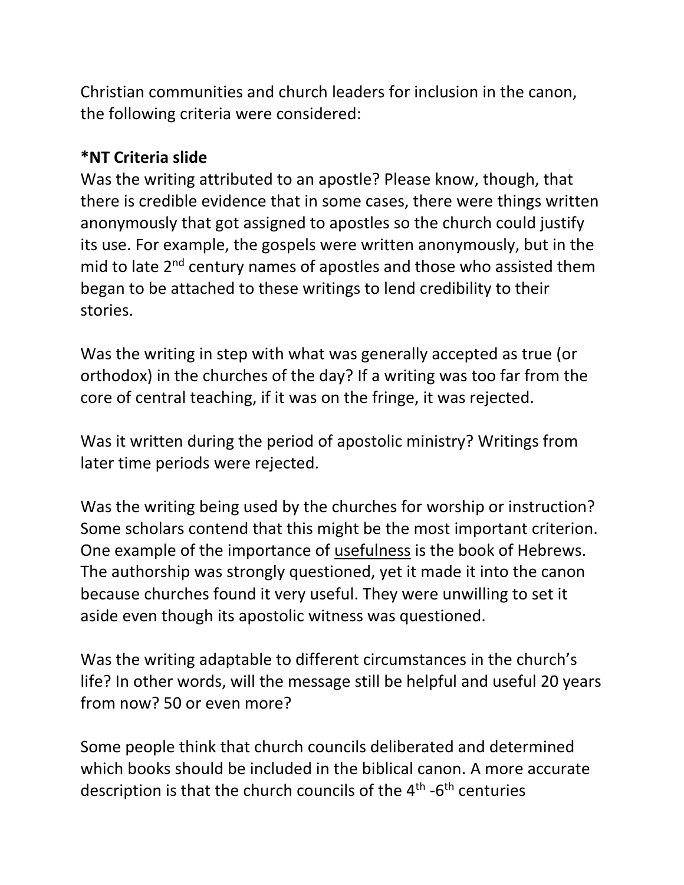Christian communities and church leaders for inclusion in the canon, the following criteria were considered:

**\*NT Criteria slide**
Was the writing attributed to an apostle? Please know, though, that there is credible evidence that in some cases, there were things written anonymously that got assigned to apostles so the church could justify its use. For example, the gospels were written anonymously, but in the mid to late 2nd century names of apostles and those who assisted them began to be attached to these writings to lend credibility to their stories.

Was the writing in step with what was generally accepted as true (or orthodox) in the churches of the day? If a writing was too far from the core of central teaching, if it was on the fringe, it was rejected.

Was it written during the period of apostolic ministry? Writings from later time periods were rejected.

Was the writing being used by the churches for worship or instruction? Some scholars contend that this might be the most important criterion. One example of the importance of <u>usefulness</u> is the book of Hebrews. The authorship was strongly questioned, yet it made it into the canon because churches found it very useful. They were unwilling to set it aside even though its apostolic witness was questioned.

Was the writing adaptable to different circumstances in the church's life? In other words, will the message still be helpful and useful 20 years from now? 50 or even more?

Some people think that church councils deliberated and determined which books should be included in the biblical canon. A more accurate description is that the church councils of the 4th -6th centuries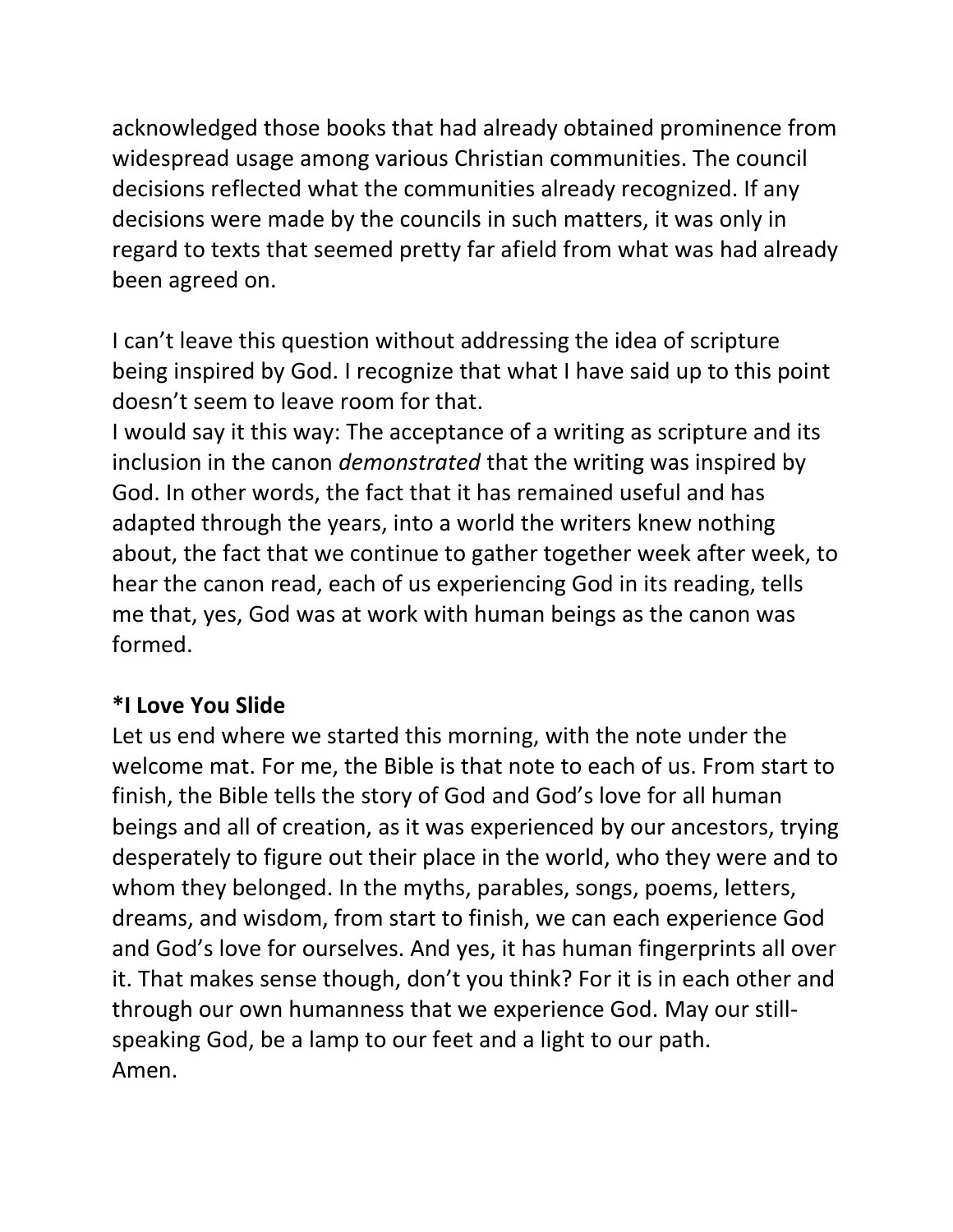acknowledged those books that had already obtained prominence from widespread usage among various Christian communities. The council decisions reflected what the communities already recognized. If any decisions were made by the councils in such matters, it was only in regard to texts that seemed pretty far afield from what was had already been agreed on.

I can't leave this question without addressing the idea of scripture being inspired by God. I recognize that what I have said up to this point doesn't seem to leave room for that.
I would say it this way: The acceptance of a writing as scripture and its inclusion in the canon *demonstrated* that the writing was inspired by God. In other words, the fact that it has remained useful and has adapted through the years, into a world the writers knew nothing about, the fact that we continue to gather together week after week, to hear the canon read, each of us experiencing God in its reading, tells me that, yes, God was at work with human beings as the canon was formed.

**\*I Love You Slide**
Let us end where we started this morning, with the note under the welcome mat. For me, the Bible is that note to each of us. From start to finish, the Bible tells the story of God and God's love for all human beings and all of creation, as it was experienced by our ancestors, trying desperately to figure out their place in the world, who they were and to whom they belonged. In the myths, parables, songs, poems, letters, dreams, and wisdom, from start to finish, we can each experience God and God's love for ourselves. And yes, it has human fingerprints all over it. That makes sense though, don't you think? For it is in each other and through our own humanness that we experience God. May our still-speaking God, be a lamp to our feet and a light to our path.
Amen.